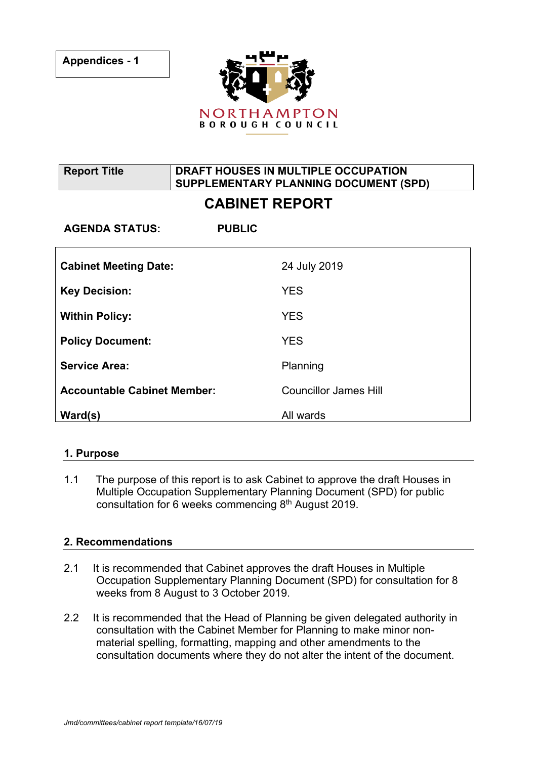| Appendices - 1 |
| --- |

NORTHAMPTON
BOROUGH COUNCIL

| Report Title | DRAFT HOUSES IN MULTIPLE OCCUPATION SUPPLEMENTARY PLANNING DOCUMENT (SPD) |
| --- | --- |

# CABINET REPORT

**AGENDA STATUS:** **PUBLIC**

| | |
| --- | --- |
| **Cabinet Meeting Date:** | 24 July 2019 |
| **Key Decision:** | YES |
| **Within Policy:** | YES |
| **Policy Document:** | YES |
| **Service Area:** | Planning |
| **Accountable Cabinet Member:** | Councillor James Hill |
| **Ward(s)** | All wards |

## 1. Purpose

1.1 The purpose of this report is to ask Cabinet to approve the draft Houses in Multiple Occupation Supplementary Planning Document (SPD) for public consultation for 6 weeks commencing 8th August 2019.

## 2. Recommendations

2.1 It is recommended that Cabinet approves the draft Houses in Multiple Occupation Supplementary Planning Document (SPD) for consultation for 8 weeks from 8 August to 3 October 2019.

2.2 It is recommended that the Head of Planning be given delegated authority in consultation with the Cabinet Member for Planning to make minor non-material spelling, formatting, mapping and other amendments to the consultation documents where they do not alter the intent of the document.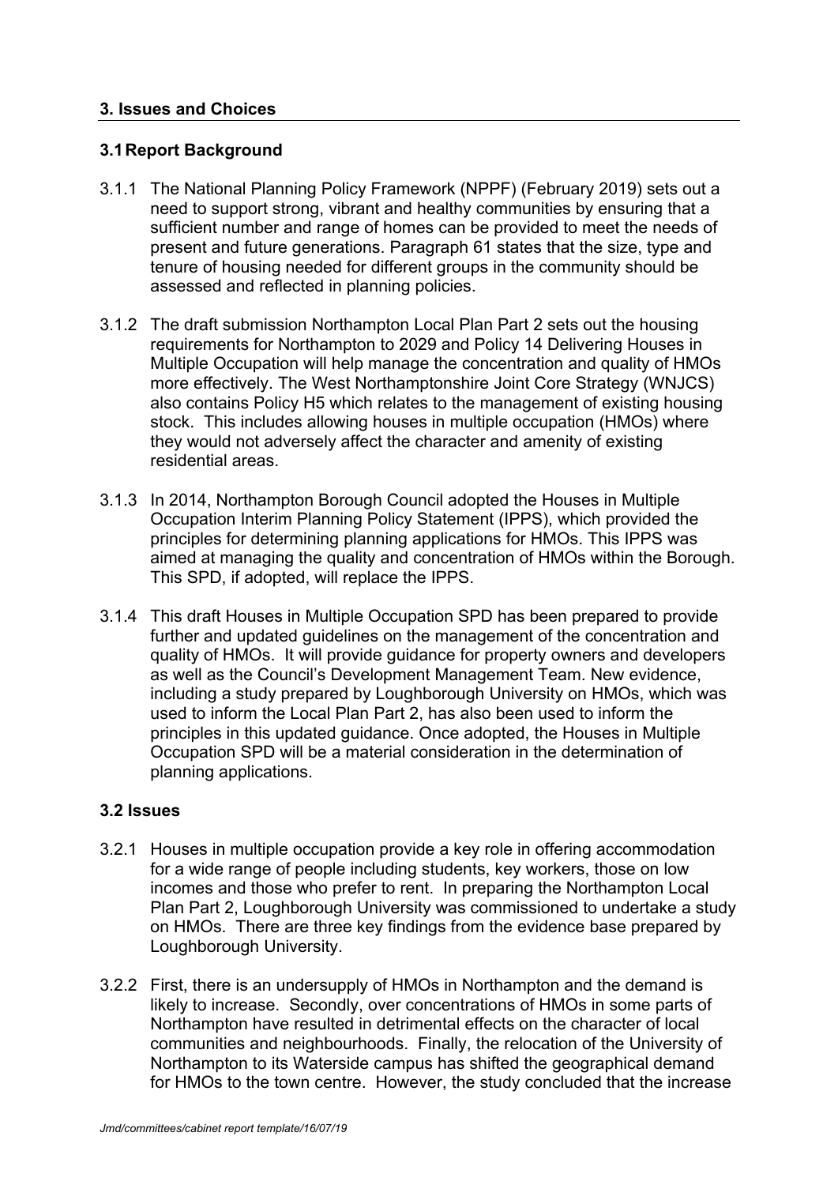## 3. Issues and Choices

### 3.1 Report Background

3.1.1 The National Planning Policy Framework (NPPF) (February 2019) sets out a need to support strong, vibrant and healthy communities by ensuring that a sufficient number and range of homes can be provided to meet the needs of present and future generations. Paragraph 61 states that the size, type and tenure of housing needed for different groups in the community should be assessed and reflected in planning policies.

3.1.2 The draft submission Northampton Local Plan Part 2 sets out the housing requirements for Northampton to 2029 and Policy 14 Delivering Houses in Multiple Occupation will help manage the concentration and quality of HMOs more effectively. The West Northamptonshire Joint Core Strategy (WNJCS) also contains Policy H5 which relates to the management of existing housing stock. This includes allowing houses in multiple occupation (HMOs) where they would not adversely affect the character and amenity of existing residential areas.

3.1.3 In 2014, Northampton Borough Council adopted the Houses in Multiple Occupation Interim Planning Policy Statement (IPPS), which provided the principles for determining planning applications for HMOs. This IPPS was aimed at managing the quality and concentration of HMOs within the Borough. This SPD, if adopted, will replace the IPPS.

3.1.4 This draft Houses in Multiple Occupation SPD has been prepared to provide further and updated guidelines on the management of the concentration and quality of HMOs. It will provide guidance for property owners and developers as well as the Council's Development Management Team. New evidence, including a study prepared by Loughborough University on HMOs, which was used to inform the Local Plan Part 2, has also been used to inform the principles in this updated guidance. Once adopted, the Houses in Multiple Occupation SPD will be a material consideration in the determination of planning applications.

### 3.2 Issues

3.2.1 Houses in multiple occupation provide a key role in offering accommodation for a wide range of people including students, key workers, those on low incomes and those who prefer to rent. In preparing the Northampton Local Plan Part 2, Loughborough University was commissioned to undertake a study on HMOs. There are three key findings from the evidence base prepared by Loughborough University.

3.2.2 First, there is an undersupply of HMOs in Northampton and the demand is likely to increase. Secondly, over concentrations of HMOs in some parts of Northampton have resulted in detrimental effects on the character of local communities and neighbourhoods. Finally, the relocation of the University of Northampton to its Waterside campus has shifted the geographical demand for HMOs to the town centre. However, the study concluded that the increase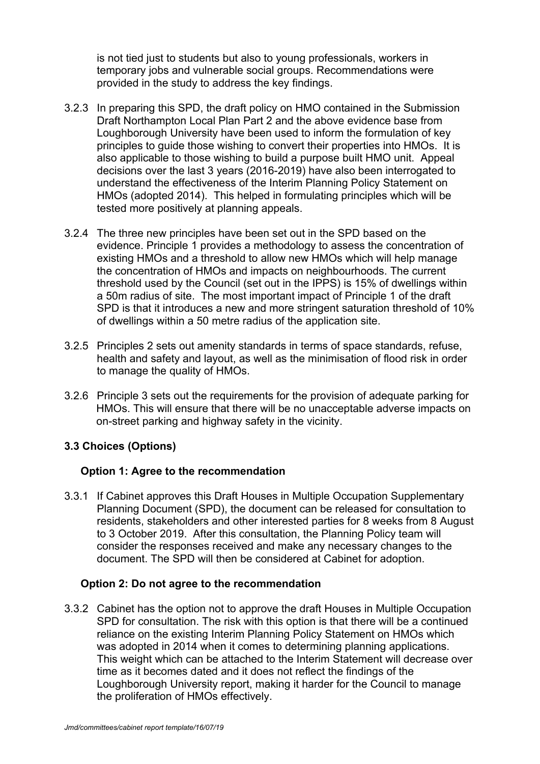is not tied just to students but also to young professionals, workers in temporary jobs and vulnerable social groups. Recommendations were provided in the study to address the key findings.

3.2.3 In preparing this SPD, the draft policy on HMO contained in the Submission Draft Northampton Local Plan Part 2 and the above evidence base from Loughborough University have been used to inform the formulation of key principles to guide those wishing to convert their properties into HMOs. It is also applicable to those wishing to build a purpose built HMO unit. Appeal decisions over the last 3 years (2016-2019) have also been interrogated to understand the effectiveness of the Interim Planning Policy Statement on HMOs (adopted 2014). This helped in formulating principles which will be tested more positively at planning appeals.

3.2.4 The three new principles have been set out in the SPD based on the evidence. Principle 1 provides a methodology to assess the concentration of existing HMOs and a threshold to allow new HMOs which will help manage the concentration of HMOs and impacts on neighbourhoods. The current threshold used by the Council (set out in the IPPS) is 15% of dwellings within a 50m radius of site. The most important impact of Principle 1 of the draft SPD is that it introduces a new and more stringent saturation threshold of 10% of dwellings within a 50 metre radius of the application site.

3.2.5 Principles 2 sets out amenity standards in terms of space standards, refuse, health and safety and layout, as well as the minimisation of flood risk in order to manage the quality of HMOs.

3.2.6 Principle 3 sets out the requirements for the provision of adequate parking for HMOs. This will ensure that there will be no unacceptable adverse impacts on on-street parking and highway safety in the vicinity.

### 3.3 Choices (Options)

#### Option 1: Agree to the recommendation

3.3.1 If Cabinet approves this Draft Houses in Multiple Occupation Supplementary Planning Document (SPD), the document can be released for consultation to residents, stakeholders and other interested parties for 8 weeks from 8 August to 3 October 2019. After this consultation, the Planning Policy team will consider the responses received and make any necessary changes to the document. The SPD will then be considered at Cabinet for adoption.

#### Option 2: Do not agree to the recommendation

3.3.2 Cabinet has the option not to approve the draft Houses in Multiple Occupation SPD for consultation. The risk with this option is that there will be a continued reliance on the existing Interim Planning Policy Statement on HMOs which was adopted in 2014 when it comes to determining planning applications. This weight which can be attached to the Interim Statement will decrease over time as it becomes dated and it does not reflect the findings of the Loughborough University report, making it harder for the Council to manage the proliferation of HMOs effectively.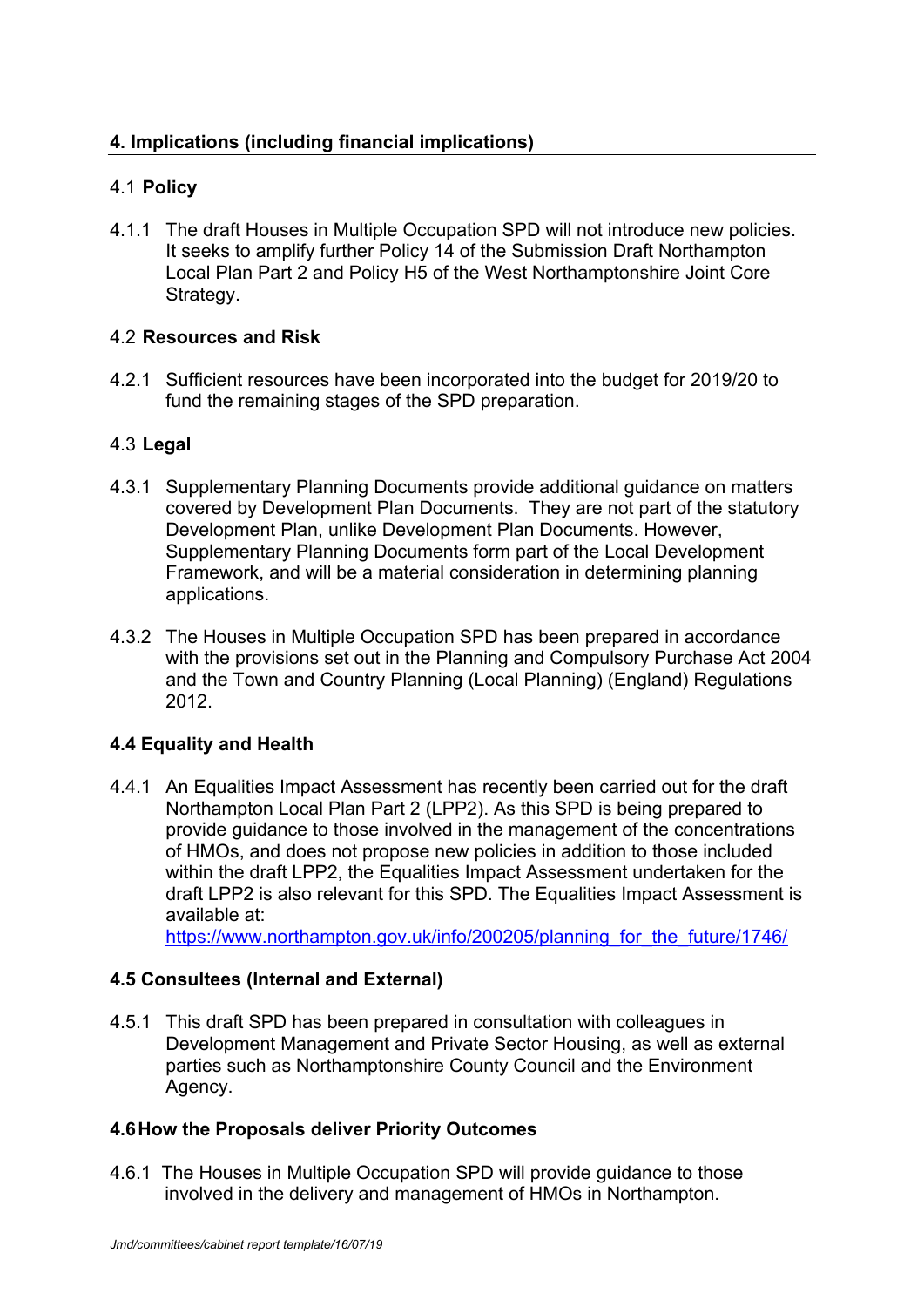## 4. Implications (including financial implications)

### 4.1 **Policy**

4.1.1 The draft Houses in Multiple Occupation SPD will not introduce new policies. It seeks to amplify further Policy 14 of the Submission Draft Northampton Local Plan Part 2 and Policy H5 of the West Northamptonshire Joint Core Strategy.

### 4.2 **Resources and Risk**

4.2.1 Sufficient resources have been incorporated into the budget for 2019/20 to fund the remaining stages of the SPD preparation.

### 4.3 **Legal**

4.3.1 Supplementary Planning Documents provide additional guidance on matters covered by Development Plan Documents. They are not part of the statutory Development Plan, unlike Development Plan Documents. However, Supplementary Planning Documents form part of the Local Development Framework, and will be a material consideration in determining planning applications.

4.3.2 The Houses in Multiple Occupation SPD has been prepared in accordance with the provisions set out in the Planning and Compulsory Purchase Act 2004 and the Town and Country Planning (Local Planning) (England) Regulations 2012.

### 4.4 Equality and Health

4.4.1 An Equalities Impact Assessment has recently been carried out for the draft Northampton Local Plan Part 2 (LPP2). As this SPD is being prepared to provide guidance to those involved in the management of the concentrations of HMOs, and does not propose new policies in addition to those included within the draft LPP2, the Equalities Impact Assessment undertaken for the draft LPP2 is also relevant for this SPD. The Equalities Impact Assessment is available at: https://www.northampton.gov.uk/info/200205/planning_for_the_future/1746/

### 4.5 Consultees (Internal and External)

4.5.1 This draft SPD has been prepared in consultation with colleagues in Development Management and Private Sector Housing, as well as external parties such as Northamptonshire County Council and the Environment Agency.

### 4.6 How the Proposals deliver Priority Outcomes

4.6.1 The Houses in Multiple Occupation SPD will provide guidance to those involved in the delivery and management of HMOs in Northampton.

*Jmd/committees/cabinet report template/16/07/19*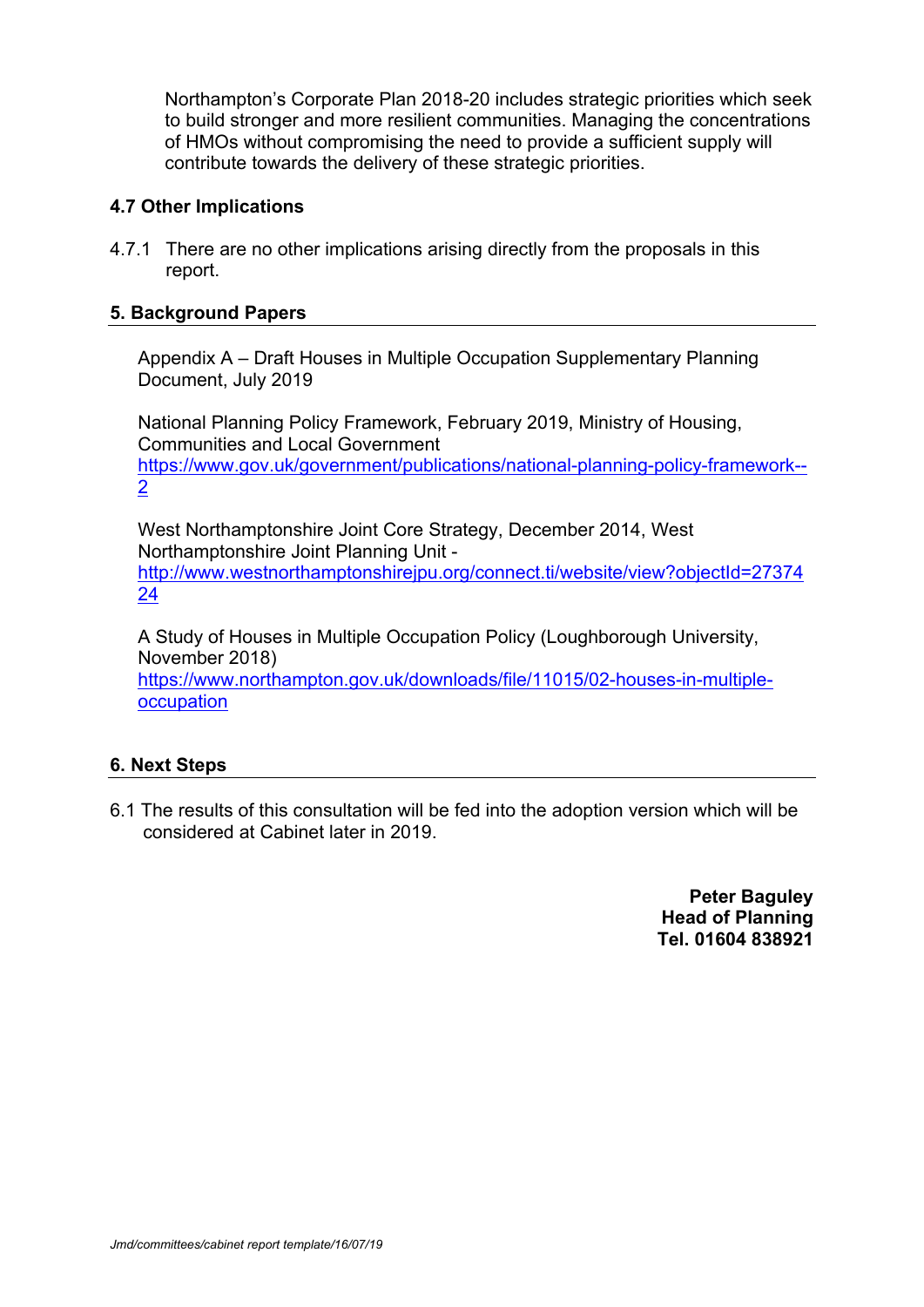Northampton's Corporate Plan 2018-20 includes strategic priorities which seek to build stronger and more resilient communities. Managing the concentrations of HMOs without compromising the need to provide a sufficient supply will contribute towards the delivery of these strategic priorities.

### 4.7 Other Implications

4.7.1 There are no other implications arising directly from the proposals in this report.

## 5. Background Papers

Appendix A – Draft Houses in Multiple Occupation Supplementary Planning Document, July 2019

National Planning Policy Framework, February 2019, Ministry of Housing, Communities and Local Government
https://www.gov.uk/government/publications/national-planning-policy-framework--2

West Northamptonshire Joint Core Strategy, December 2014, West Northamptonshire Joint Planning Unit -
http://www.westnorthamptonshirejpu.org/connect.ti/website/view?objectId=2737424

A Study of Houses in Multiple Occupation Policy (Loughborough University, November 2018)
https://www.northampton.gov.uk/downloads/file/11015/02-houses-in-multiple-occupation

## 6. Next Steps

6.1 The results of this consultation will be fed into the adoption version which will be considered at Cabinet later in 2019.

**Peter Baguley**
**Head of Planning**
**Tel. 01604 838921**